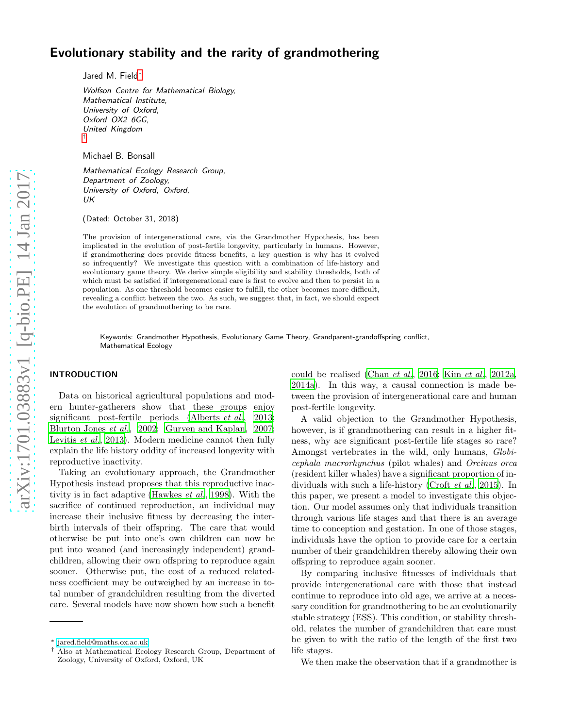# Evolutionary stability and the rarity of grandmothering

Jared M. Field[*]

*Wolfson Centre for Mathematical Biology, Mathematical Institute, University of Oxford, Oxford OX2 6GG, United Kingdom* [†]

Michael B. Bonsall

*Mathematical Ecology Research Group, Department of Zoology, University of Oxford, Oxford, UK*

(Dated: October 31, 2018)

The provision of intergenerational care, via the Grandmother Hypothesis, has been implicated in the evolution of post-fertile longevity, particularly in humans. However, if grandmothering does provide fitness benefits, a key question is why has it evolved so infrequently? We investigate this question with a combination of life-history and evolutionary game theory. We derive simple eligibility and stability thresholds, both of which must be satisfied if intergenerational care is first to evolve and then to persist in a population. As one threshold becomes easier to fulfill, the other becomes more difficult, revealing a conflict between the two. As such, we suggest that, in fact, we should expect the evolution of grandmothering to be rare.

Keywords: Grandmother Hypothesis, Evolutionary Game Theory, Grandparent-grandoffspring conflict, Mathematical Ecology

## INTRODUCTION

Data on historical agricultural populations and modern hunter-gatherers show that these groups enjoy significant post-fertile periods (Alberts *et al.*, 2013; Blurton Jones *et al.*, 2002; Gurven and Kaplan, 2007; Levitis *et al.*, 2013). Modern medicine cannot then fully explain the life history oddity of increased longevity with reproductive inactivity.

Taking an evolutionary approach, the Grandmother Hypothesis instead proposes that this reproductive inactivity is in fact adaptive (Hawkes *et al.*, 1998). With the sacrifice of continued reproduction, an individual may increase their inclusive fitness by decreasing the interbirth intervals of their offspring. The care that would otherwise be put into one's own children can now be put into weaned (and increasingly independent) grandchildren, allowing their own offspring to reproduce again sooner. Otherwise put, the cost of a reduced relatedness coefficient may be outweighed by an increase in total number of grandchildren resulting from the diverted care. Several models have now shown how such a benefit could be realised (Chan *et al.*, 2016; Kim *et al.*, 2012a, 2014a). In this way, a causal connection is made between the provision of intergenerational care and human post-fertile longevity.

A valid objection to the Grandmother Hypothesis, however, is if grandmothering can result in a higher fitness, why are significant post-fertile life stages so rare? Amongst vertebrates in the wild, only humans, *Globicephala macrorhynchus* (pilot whales) and *Orcinus orca* (resident killer whales) have a significant proportion of individuals with such a life-history (Croft *et al.*, 2015). In this paper, we present a model to investigate this objection. Our model assumes only that individuals transition through various life stages and that there is an average time to conception and gestation. In one of those stages, individuals have the option to provide care for a certain number of their grandchildren thereby allowing their own offspring to reproduce again sooner.

By comparing inclusive fitnesses of individuals that provide intergenerational care with those that instead continue to reproduce into old age, we arrive at a necessary condition for grandmothering to be an evolutionarily stable strategy (ESS). This condition, or stability threshold, relates the number of grandchildren that care must be given to with the ratio of the length of the first two life stages.

We then make the observation that if a grandmother is

[*] jared.field@maths.ox.ac.uk

[†] Also at Mathematical Ecology Research Group, Department of Zoology, University of Oxford, Oxford, UK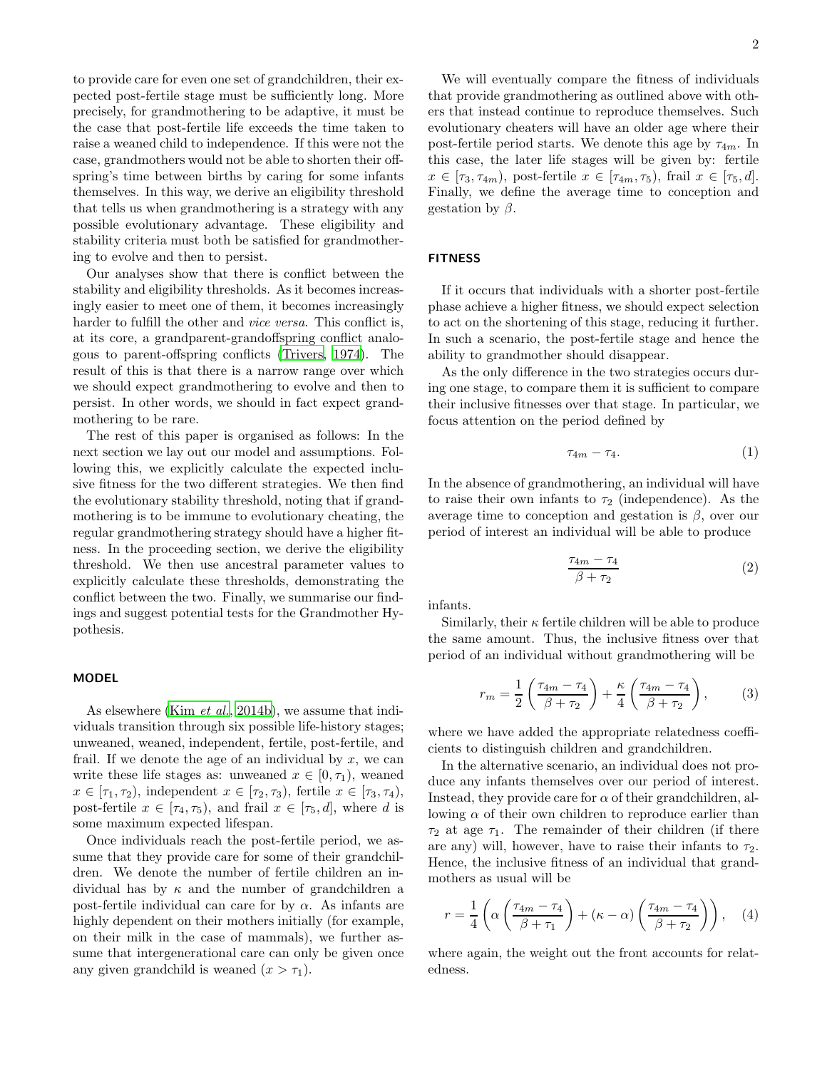to provide care for even one set of grandchildren, their expected post-fertile stage must be sufficiently long. More precisely, for grandmothering to be adaptive, it must be the case that post-fertile life exceeds the time taken to raise a weaned child to independence. If this were not the case, grandmothers would not be able to shorten their offspring's time between births by caring for some infants themselves. In this way, we derive an eligibility threshold that tells us when grandmothering is a strategy with any possible evolutionary advantage. These eligibility and stability criteria must both be satisfied for grandmothering to evolve and then to persist.

Our analyses show that there is conflict between the stability and eligibility thresholds. As it becomes increasingly easier to meet one of them, it becomes increasingly harder to fulfill the other and *vice versa*. This conflict is, at its core, a grandparent-grandoffspring conflict analogous to parent-offspring conflicts (Trivers, 1974). The result of this is that there is a narrow range over which we should expect grandmothering to evolve and then to persist. In other words, we should in fact expect grandmothering to be rare.

The rest of this paper is organised as follows: In the next section we lay out our model and assumptions. Following this, we explicitly calculate the expected inclusive fitness for the two different strategies. We then find the evolutionary stability threshold, noting that if grandmothering is to be immune to evolutionary cheating, the regular grandmothering strategy should have a higher fitness. In the proceeding section, we derive the eligibility threshold. We then use ancestral parameter values to explicitly calculate these thresholds, demonstrating the conflict between the two. Finally, we summarise our findings and suggest potential tests for the Grandmother Hypothesis.

## MODEL

As elsewhere (Kim *et al.*, 2014b), we assume that individuals transition through six possible life-history stages; unweaned, weaned, independent, fertile, post-fertile, and frail. If we denote the age of an individual by $x$, we can write these life stages as: unweaned $x \in [0, \tau_1)$, weaned $x \in [\tau_1, \tau_2)$, independent $x \in [\tau_2, \tau_3)$, fertile $x \in [\tau_3, \tau_4)$, post-fertile $x \in [\tau_4, \tau_5)$, and frail $x \in [\tau_5, d]$, where $d$ is some maximum expected lifespan.

Once individuals reach the post-fertile period, we assume that they provide care for some of their grandchildren. We denote the number of fertile children an individual has by $\kappa$ and the number of grandchildren a post-fertile individual can care for by $\alpha$. As infants are highly dependent on their mothers initially (for example, on their milk in the case of mammals), we further assume that intergenerational care can only be given once any given grandchild is weaned ($x > \tau_1$).

We will eventually compare the fitness of individuals that provide grandmothering as outlined above with others that instead continue to reproduce themselves. Such evolutionary cheaters will have an older age where their post-fertile period starts. We denote this age by $\tau_{4m}$. In this case, the later life stages will be given by: fertile $x \in [\tau_3, \tau_{4m})$, post-fertile $x \in [\tau_{4m}, \tau_5)$, frail $x \in [\tau_5, d]$. Finally, we define the average time to conception and gestation by $\beta$.

## FITNESS

If it occurs that individuals with a shorter post-fertile phase achieve a higher fitness, we should expect selection to act on the shortening of this stage, reducing it further. In such a scenario, the post-fertile stage and hence the ability to grandmother should disappear.

As the only difference in the two strategies occurs during one stage, to compare them it is sufficient to compare their inclusive fitnesses over that stage. In particular, we focus attention on the period defined by

$$\tau_{4m} - \tau_4. \tag{1}$$

In the absence of grandmothering, an individual will have to raise their own infants to $\tau_2$ (independence). As the average time to conception and gestation is $\beta$, over our period of interest an individual will be able to produce

$$\frac{\tau_{4m} - \tau_4}{\beta + \tau_2} \tag{2}$$

infants.

Similarly, their $\kappa$ fertile children will be able to produce the same amount. Thus, the inclusive fitness over that period of an individual without grandmothering will be

$$r_m = \frac{1}{2}\left(\frac{\tau_{4m} - \tau_4}{\beta + \tau_2}\right) + \frac{\kappa}{4}\left(\frac{\tau_{4m} - \tau_4}{\beta + \tau_2}\right), \tag{3}$$

where we have added the appropriate relatedness coefficients to distinguish children and grandchildren.

In the alternative scenario, an individual does not produce any infants themselves over our period of interest. Instead, they provide care for $\alpha$ of their grandchildren, allowing $\alpha$ of their own children to reproduce earlier than $\tau_2$ at age $\tau_1$. The remainder of their children (if there are any) will, however, have to raise their infants to $\tau_2$. Hence, the inclusive fitness of an individual that grandmothers as usual will be

$$r = \frac{1}{4}\left(\alpha\left(\frac{\tau_{4m} - \tau_4}{\beta + \tau_1}\right) + (\kappa - \alpha)\left(\frac{\tau_{4m} - \tau_4}{\beta + \tau_2}\right)\right), \tag{4}$$

where again, the weight out the front accounts for relatedness.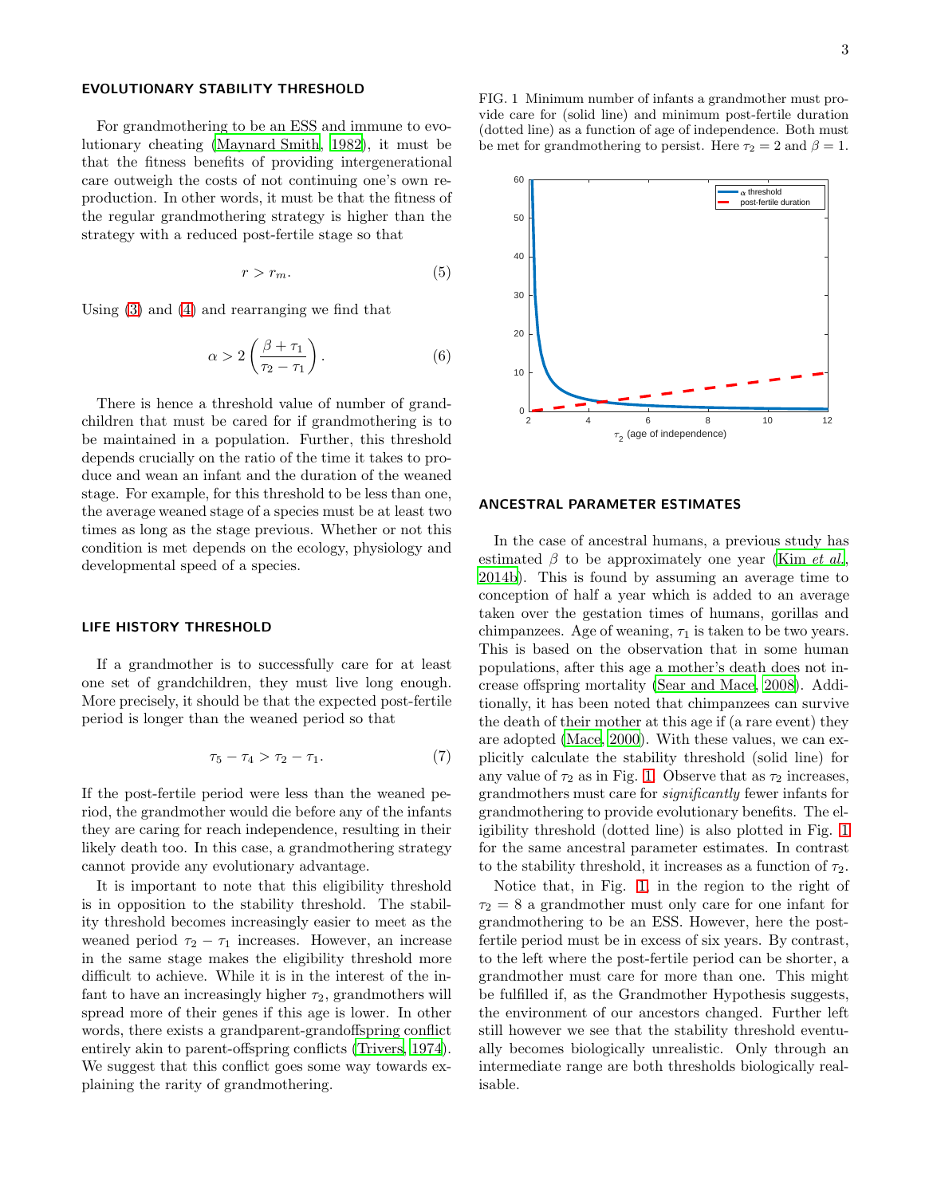## EVOLUTIONARY STABILITY THRESHOLD

For grandmothering to be an ESS and immune to evolutionary cheating (Maynard Smith, 1982), it must be that the fitness benefits of providing intergenerational care outweigh the costs of not continuing one's own reproduction. In other words, it must be that the fitness of the regular grandmothering strategy is higher than the strategy with a reduced post-fertile stage so that

$$r > r_m. \tag{5}$$

Using (3) and (4) and rearranging we find that

$$\alpha > 2\left(\frac{\beta + \tau_1}{\tau_2 - \tau_1}\right). \tag{6}$$

There is hence a threshold value of number of grandchildren that must be cared for if grandmothering is to be maintained in a population. Further, this threshold depends crucially on the ratio of the time it takes to produce and wean an infant and the duration of the weaned stage. For example, for this threshold to be less than one, the average weaned stage of a species must be at least two times as long as the stage previous. Whether or not this condition is met depends on the ecology, physiology and developmental speed of a species.

## LIFE HISTORY THRESHOLD

If a grandmother is to successfully care for at least one set of grandchildren, they must live long enough. More precisely, it should be that the expected post-fertile period is longer than the weaned period so that

$$\tau_5 - \tau_4 > \tau_2 - \tau_1. \tag{7}$$

If the post-fertile period were less than the weaned period, the grandmother would die before any of the infants they are caring for reach independence, resulting in their likely death too. In this case, a grandmothering strategy cannot provide any evolutionary advantage.

It is important to note that this eligibility threshold is in opposition to the stability threshold. The stability threshold becomes increasingly easier to meet as the weaned period $\tau_2 - \tau_1$ increases. However, an increase in the same stage makes the eligibility threshold more difficult to achieve. While it is in the interest of the infant to have an increasingly higher $\tau_2$, grandmothers will spread more of their genes if this age is lower. In other words, there exists a grandparent-grandoffspring conflict entirely akin to parent-offspring conflicts (Trivers, 1974). We suggest that this conflict goes some way towards explaining the rarity of grandmothering.

FIG. 1 Minimum number of infants a grandmother must provide care for (solid line) and minimum post-fertile duration (dotted line) as a function of age of independence. Both must be met for grandmothering to persist. Here $\tau_2 = 2$ and $\beta = 1$.

## ANCESTRAL PARAMETER ESTIMATES

In the case of ancestral humans, a previous study has estimated $\beta$ to be approximately one year (Kim *et al.*, 2014b). This is found by assuming an average time to conception of half a year which is added to an average taken over the gestation times of humans, gorillas and chimpanzees. Age of weaning, $\tau_1$ is taken to be two years. This is based on the observation that in some human populations, after this age a mother's death does not increase offspring mortality (Sear and Mace, 2008). Additionally, it has been noted that chimpanzees can survive the death of their mother at this age if (a rare event) they are adopted (Mace, 2000). With these values, we can explicitly calculate the stability threshold (solid line) for any value of $\tau_2$ as in Fig. 1. Observe that as $\tau_2$ increases, grandmothers must care for *significantly* fewer infants for grandmothering to provide evolutionary benefits. The eligibility threshold (dotted line) is also plotted in Fig. 1 for the same ancestral parameter estimates. In contrast to the stability threshold, it increases as a function of $\tau_2$.

Notice that, in Fig. 1, in the region to the right of $\tau_2 = 8$ a grandmother must only care for one infant for grandmothering to be an ESS. However, here the post-fertile period must be in excess of six years. By contrast, to the left where the post-fertile period can be shorter, a grandmother must care for more than one. This might be fulfilled if, as the Grandmother Hypothesis suggests, the environment of our ancestors changed. Further left still however we see that the stability threshold eventually becomes biologically unrealistic. Only through an intermediate range are both thresholds biologically realisable.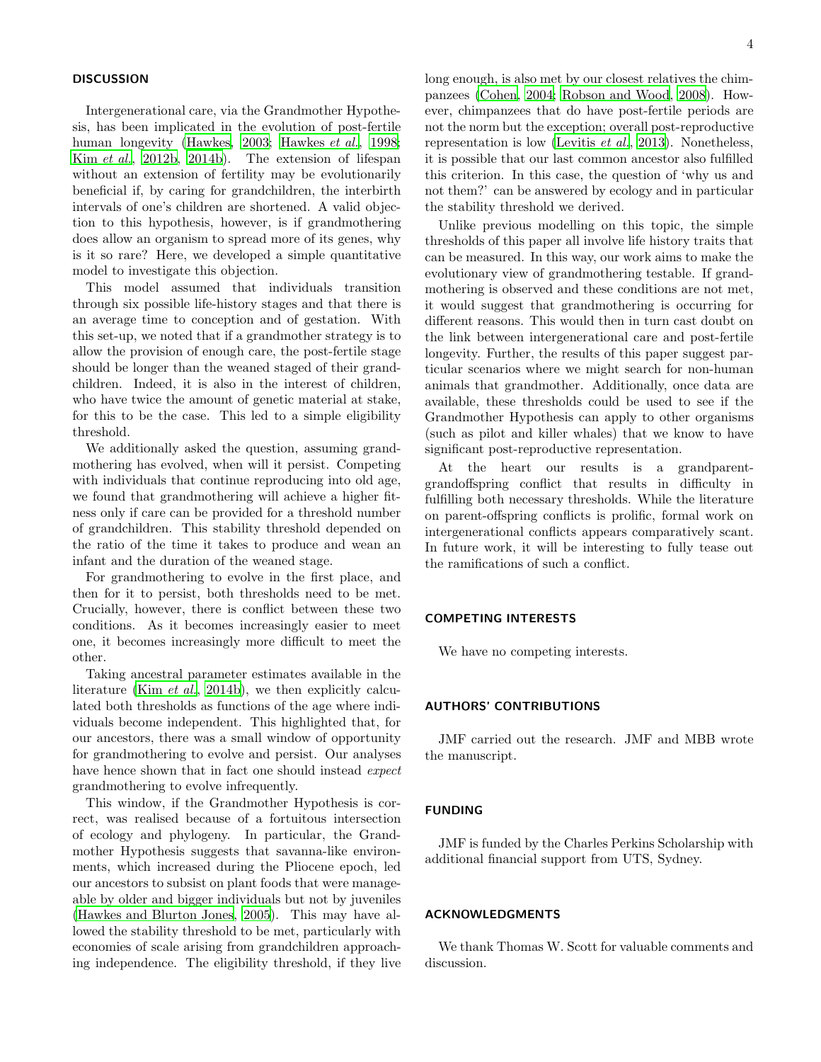## DISCUSSION

Intergenerational care, via the Grandmother Hypothesis, has been implicated in the evolution of post-fertile human longevity (Hawkes, 2003; Hawkes *et al.*, 1998; Kim *et al.*, 2012b, 2014b). The extension of lifespan without an extension of fertility may be evolutionarily beneficial if, by caring for grandchildren, the interbirth intervals of one's children are shortened. A valid objection to this hypothesis, however, is if grandmothering does allow an organism to spread more of its genes, why is it so rare? Here, we developed a simple quantitative model to investigate this objection.

This model assumed that individuals transition through six possible life-history stages and that there is an average time to conception and of gestation. With this set-up, we noted that if a grandmother strategy is to allow the provision of enough care, the post-fertile stage should be longer than the weaned staged of their grandchildren. Indeed, it is also in the interest of children, who have twice the amount of genetic material at stake, for this to be the case. This led to a simple eligibility threshold.

We additionally asked the question, assuming grandmothering has evolved, when will it persist. Competing with individuals that continue reproducing into old age, we found that grandmothering will achieve a higher fitness only if care can be provided for a threshold number of grandchildren. This stability threshold depended on the ratio of the time it takes to produce and wean an infant and the duration of the weaned stage.

For grandmothering to evolve in the first place, and then for it to persist, both thresholds need to be met. Crucially, however, there is conflict between these two conditions. As it becomes increasingly easier to meet one, it becomes increasingly more difficult to meet the other.

Taking ancestral parameter estimates available in the literature (Kim *et al.*, 2014b), we then explicitly calculated both thresholds as functions of the age where individuals become independent. This highlighted that, for our ancestors, there was a small window of opportunity for grandmothering to evolve and persist. Our analyses have hence shown that in fact one should instead *expect* grandmothering to evolve infrequently.

This window, if the Grandmother Hypothesis is correct, was realised because of a fortuitous intersection of ecology and phylogeny. In particular, the Grandmother Hypothesis suggests that savanna-like environments, which increased during the Pliocene epoch, led our ancestors to subsist on plant foods that were manageable by older and bigger individuals but not by juveniles (Hawkes and Blurton Jones, 2005). This may have allowed the stability threshold to be met, particularly with economies of scale arising from grandchildren approaching independence. The eligibility threshold, if they live long enough, is also met by our closest relatives the chimpanzees (Cohen, 2004; Robson and Wood, 2008). However, chimpanzees that do have post-fertile periods are not the norm but the exception; overall post-reproductive representation is low (Levitis *et al.*, 2013). Nonetheless, it is possible that our last common ancestor also fulfilled this criterion. In this case, the question of 'why us and not them?' can be answered by ecology and in particular the stability threshold we derived.

Unlike previous modelling on this topic, the simple thresholds of this paper all involve life history traits that can be measured. In this way, our work aims to make the evolutionary view of grandmothering testable. If grandmothering is observed and these conditions are not met, it would suggest that grandmothering is occurring for different reasons. This would then in turn cast doubt on the link between intergenerational care and post-fertile longevity. Further, the results of this paper suggest particular scenarios where we might search for non-human animals that grandmother. Additionally, once data are available, these thresholds could be used to see if the Grandmother Hypothesis can apply to other organisms (such as pilot and killer whales) that we know to have significant post-reproductive representation.

At the heart our results is a grandparent-grandoffspring conflict that results in difficulty in fulfilling both necessary thresholds. While the literature on parent-offspring conflicts is prolific, formal work on intergenerational conflicts appears comparatively scant. In future work, it will be interesting to fully tease out the ramifications of such a conflict.

## COMPETING INTERESTS

We have no competing interests.

## AUTHORS' CONTRIBUTIONS

JMF carried out the research. JMF and MBB wrote the manuscript.

## FUNDING

JMF is funded by the Charles Perkins Scholarship with additional financial support from UTS, Sydney.

## ACKNOWLEDGMENTS

We thank Thomas W. Scott for valuable comments and discussion.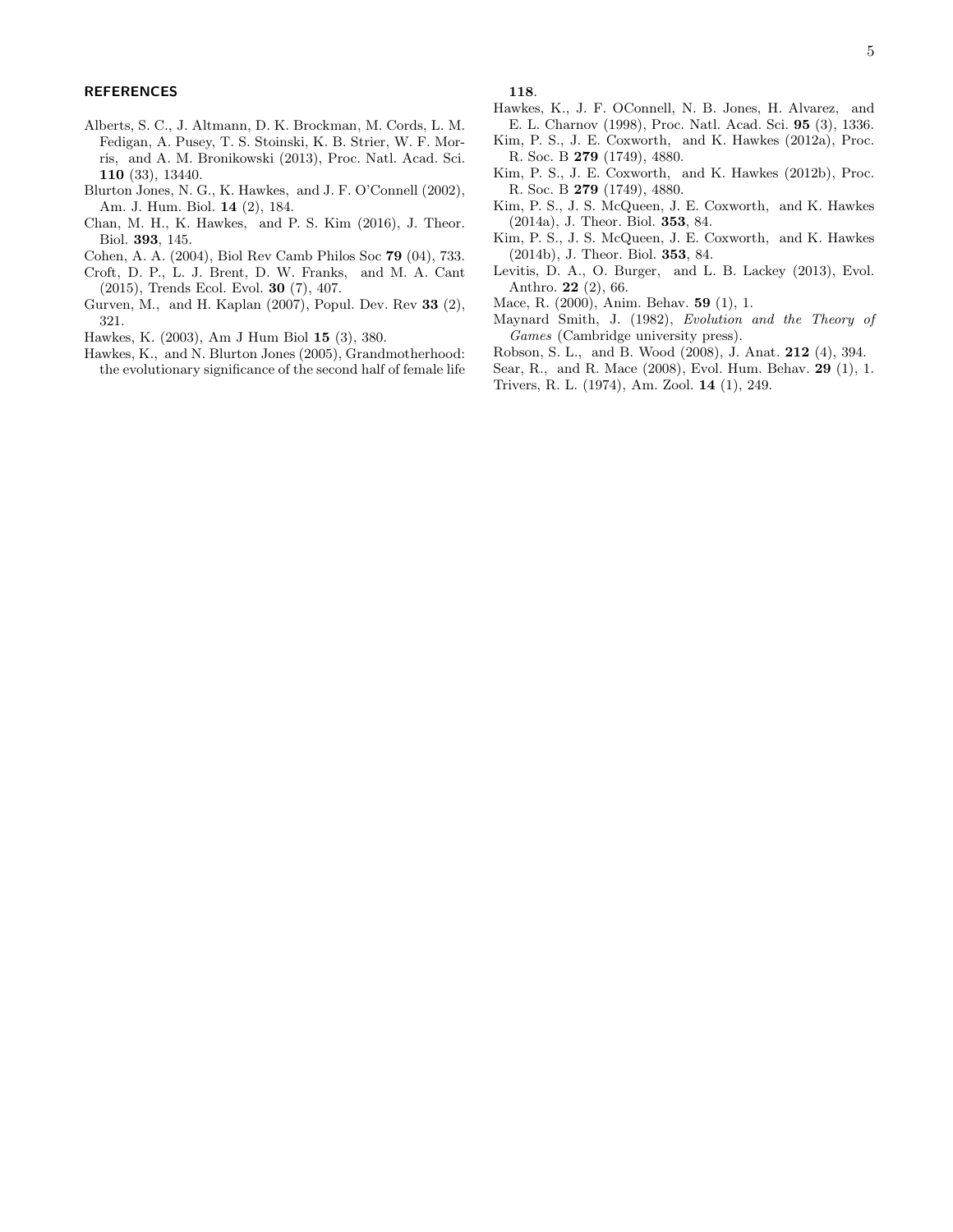## REFERENCES

Alberts, S. C., J. Altmann, D. K. Brockman, M. Cords, L. M. Fedigan, A. Pusey, T. S. Stoinski, K. B. Strier, W. F. Morris, and A. M. Bronikowski (2013), Proc. Natl. Acad. Sci. **110** (33), 13440.

Blurton Jones, N. G., K. Hawkes, and J. F. O'Connell (2002), Am. J. Hum. Biol. **14** (2), 184.

Chan, M. H., K. Hawkes, and P. S. Kim (2016), J. Theor. Biol. **393**, 145.

Cohen, A. A. (2004), Biol Rev Camb Philos Soc **79** (04), 733.

Croft, D. P., L. J. Brent, D. W. Franks, and M. A. Cant (2015), Trends Ecol. Evol. **30** (7), 407.

Gurven, M., and H. Kaplan (2007), Popul. Dev. Rev **33** (2), 321.

Hawkes, K. (2003), Am J Hum Biol **15** (3), 380.

Hawkes, K., and N. Blurton Jones (2005), Grandmotherhood: the evolutionary significance of the second half of female life **118**.

Hawkes, K., J. F. OConnell, N. B. Jones, H. Alvarez, and E. L. Charnov (1998), Proc. Natl. Acad. Sci. **95** (3), 1336.

Kim, P. S., J. E. Coxworth, and K. Hawkes (2012a), Proc. R. Soc. B **279** (1749), 4880.

Kim, P. S., J. E. Coxworth, and K. Hawkes (2012b), Proc. R. Soc. B **279** (1749), 4880.

Kim, P. S., J. S. McQueen, J. E. Coxworth, and K. Hawkes (2014a), J. Theor. Biol. **353**, 84.

Kim, P. S., J. S. McQueen, J. E. Coxworth, and K. Hawkes (2014b), J. Theor. Biol. **353**, 84.

Levitis, D. A., O. Burger, and L. B. Lackey (2013), Evol. Anthro. **22** (2), 66.

Mace, R. (2000), Anim. Behav. **59** (1), 1.

Maynard Smith, J. (1982), *Evolution and the Theory of Games* (Cambridge university press).

Robson, S. L., and B. Wood (2008), J. Anat. **212** (4), 394.

Sear, R., and R. Mace (2008), Evol. Hum. Behav. **29** (1), 1.

Trivers, R. L. (1974), Am. Zool. **14** (1), 249.